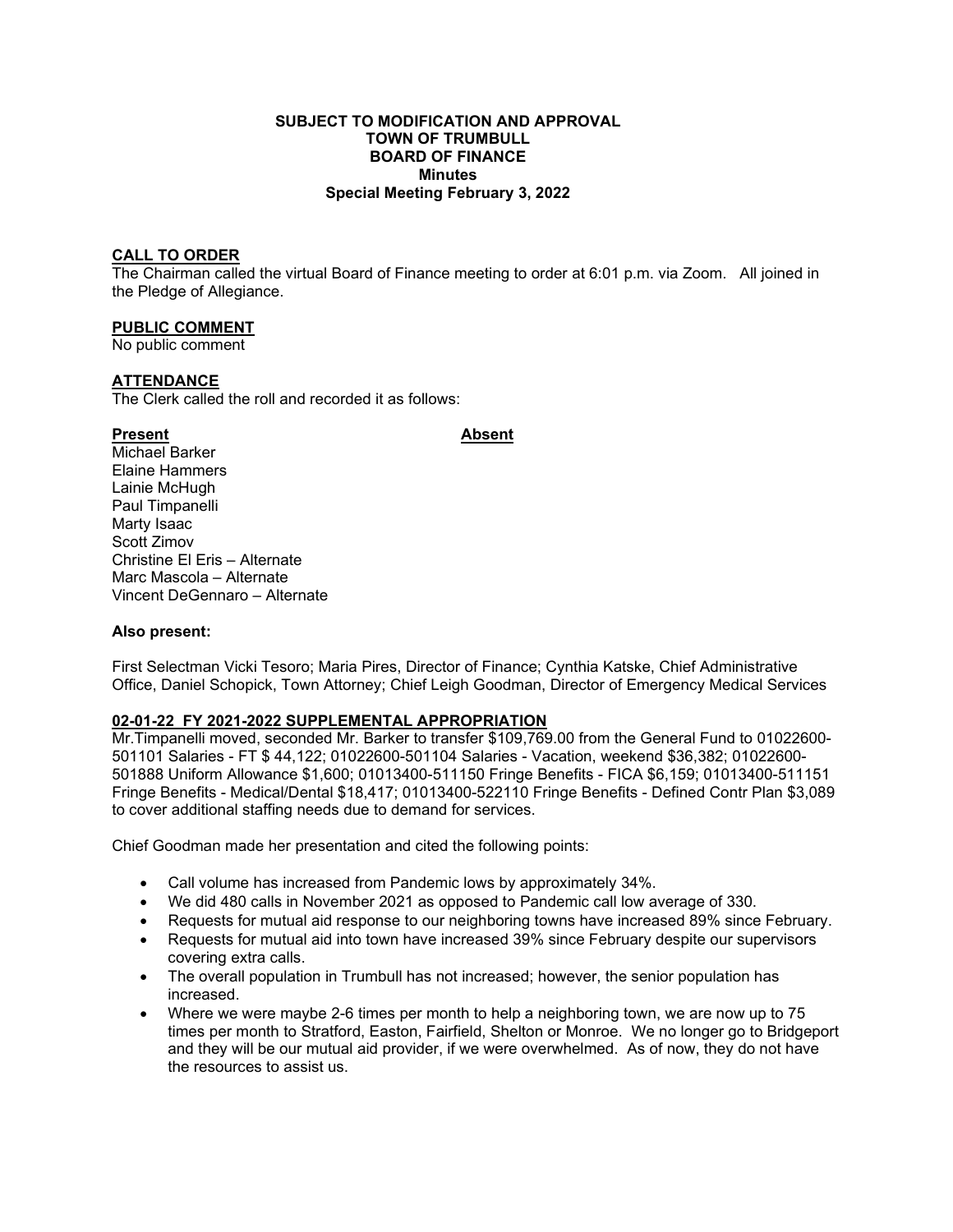**SUBJECT TO MODIFICATION AND APPROVAL**
**TOWN OF TRUMBULL**
**BOARD OF FINANCE**
**Minutes**
**Special Meeting February 3, 2022**

## CALL TO ORDER

The Chairman called the virtual Board of Finance meeting to order at 6:01 p.m. via Zoom. All joined in the Pledge of Allegiance.

## PUBLIC COMMENT

No public comment

## ATTENDANCE

The Clerk called the roll and recorded it as follows:

| **Present** | **Absent** |
|---|---|
| Michael Barker | |
| Elaine Hammers | |
| Lainie McHugh | |
| Paul Timpanelli | |
| Marty Isaac | |
| Scott Zimov | |
| Christine El Eris – Alternate | |
| Marc Mascola – Alternate | |
| Vincent DeGennaro – Alternate | |

**Also present:**

First Selectman Vicki Tesoro; Maria Pires, Director of Finance; Cynthia Katske, Chief Administrative Office, Daniel Schopick, Town Attorney; Chief Leigh Goodman, Director of Emergency Medical Services

## 02-01-22 FY 2021-2022 SUPPLEMENTAL APPROPRIATION

Mr.Timpanelli moved, seconded Mr. Barker to transfer $109,769.00 from the General Fund to 01022600-501101 Salaries - FT $ 44,122; 01022600-501104 Salaries - Vacation, weekend $36,382; 01022600-501888 Uniform Allowance $1,600; 01013400-511150 Fringe Benefits - FICA $6,159; 01013400-511151 Fringe Benefits - Medical/Dental $18,417; 01013400-522110 Fringe Benefits - Defined Contr Plan $3,089 to cover additional staffing needs due to demand for services.

Chief Goodman made her presentation and cited the following points:

- Call volume has increased from Pandemic lows by approximately 34%.
- We did 480 calls in November 2021 as opposed to Pandemic call low average of 330.
- Requests for mutual aid response to our neighboring towns have increased 89% since February.
- Requests for mutual aid into town have increased 39% since February despite our supervisors covering extra calls.
- The overall population in Trumbull has not increased; however, the senior population has increased.
- Where we were maybe 2-6 times per month to help a neighboring town, we are now up to 75 times per month to Stratford, Easton, Fairfield, Shelton or Monroe. We no longer go to Bridgeport and they will be our mutual aid provider, if we were overwhelmed. As of now, they do not have the resources to assist us.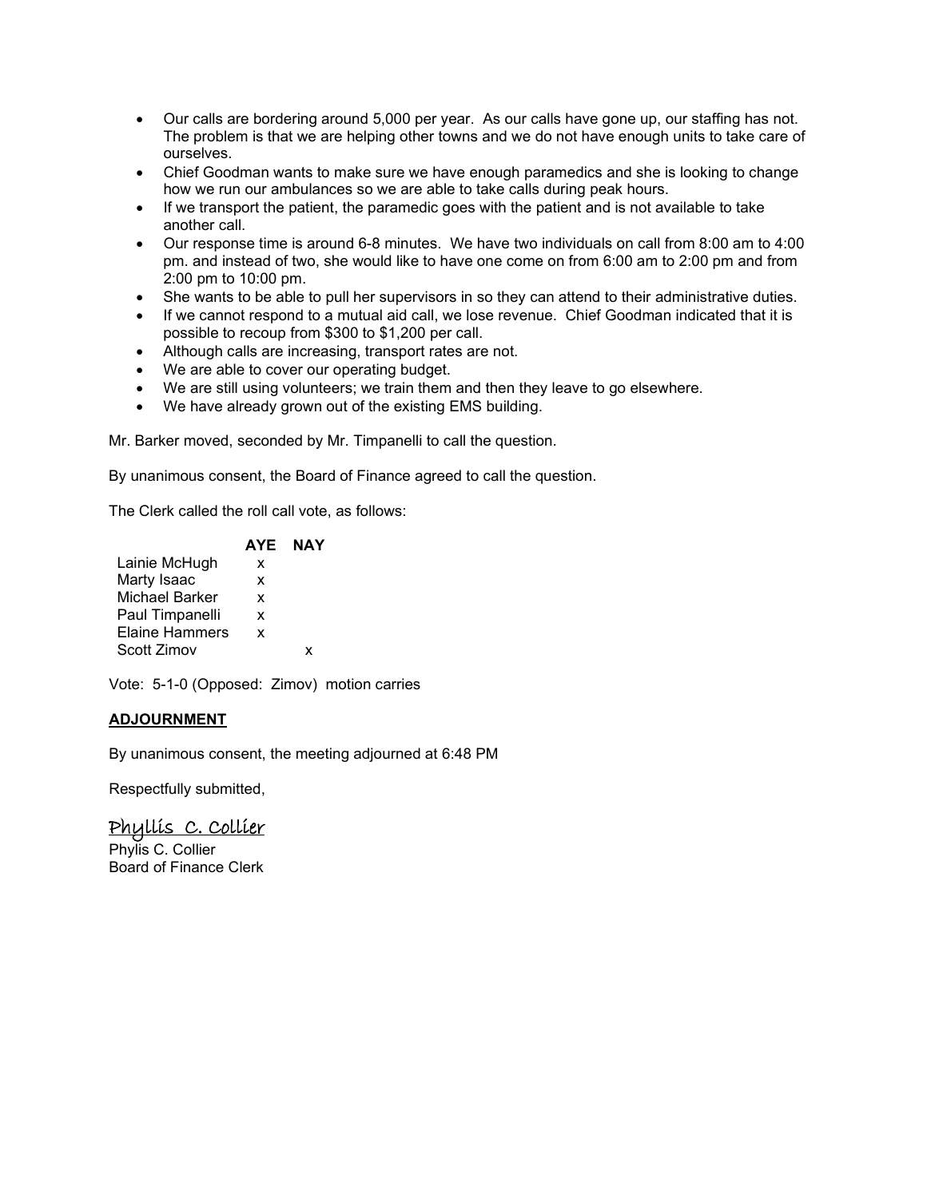- Our calls are bordering around 5,000 per year. As our calls have gone up, our staffing has not. The problem is that we are helping other towns and we do not have enough units to take care of ourselves.
- Chief Goodman wants to make sure we have enough paramedics and she is looking to change how we run our ambulances so we are able to take calls during peak hours.
- If we transport the patient, the paramedic goes with the patient and is not available to take another call.
- Our response time is around 6-8 minutes. We have two individuals on call from 8:00 am to 4:00 pm. and instead of two, she would like to have one come on from 6:00 am to 2:00 pm and from 2:00 pm to 10:00 pm.
- She wants to be able to pull her supervisors in so they can attend to their administrative duties.
- If we cannot respond to a mutual aid call, we lose revenue. Chief Goodman indicated that it is possible to recoup from $300 to $1,200 per call.
- Although calls are increasing, transport rates are not.
- We are able to cover our operating budget.
- We are still using volunteers; we train them and then they leave to go elsewhere.
- We have already grown out of the existing EMS building.

Mr. Barker moved, seconded by Mr. Timpanelli to call the question.

By unanimous consent, the Board of Finance agreed to call the question.

The Clerk called the roll call vote, as follows:

| | AYE | NAY |
|---|---|---|
| Lainie McHugh | x | |
| Marty Isaac | x | |
| Michael Barker | x | |
| Paul Timpanelli | x | |
| Elaine Hammers | x | |
| Scott Zimov | | x |

Vote: 5-1-0 (Opposed: Zimov) motion carries

**ADJOURNMENT**

By unanimous consent, the meeting adjourned at 6:48 PM

Respectfully submitted,

Phyllis C. Collier
Phylis C. Collier
Board of Finance Clerk